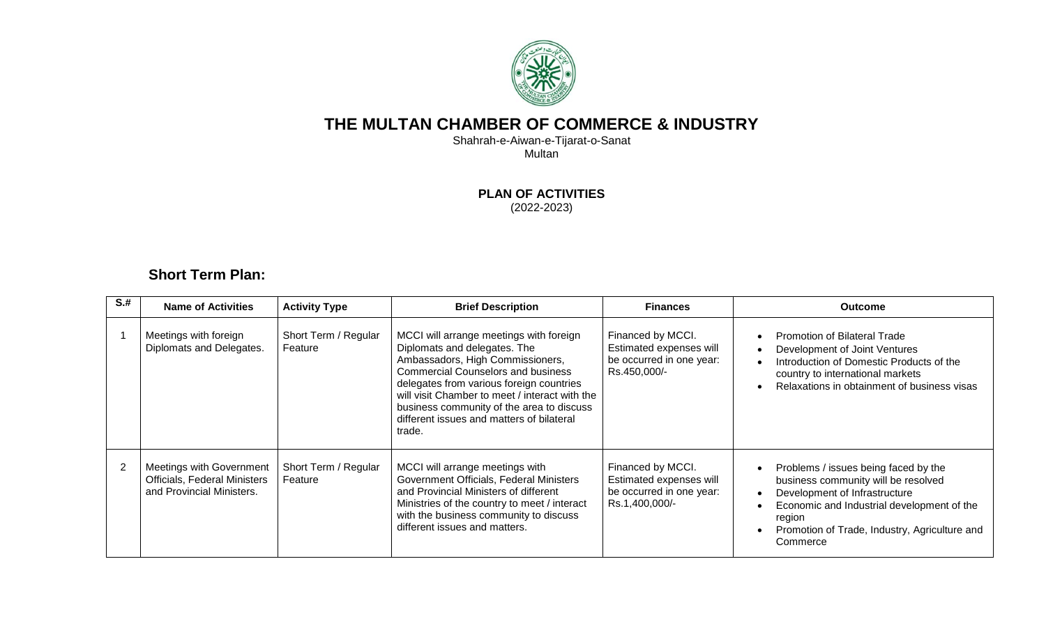# THE MULTAN CHAMBER OF COMMERCE & INDUSTRY

Shahrah-e-Aiwan-e-Tijarat-o-Sanat
Multan

**PLAN OF ACTIVITIES**
(2022-2023)

## Short Term Plan:

| S.# | Name of Activities | Activity Type | Brief Description | Finances | Outcome |
|---|---|---|---|---|---|
| 1 | Meetings with foreign Diplomats and Delegates. | Short Term / Regular Feature | MCCI will arrange meetings with foreign Diplomats and delegates. The Ambassadors, High Commissioners, Commercial Counselors and business delegates from various foreign countries will visit Chamber to meet / interact with the business community of the area to discuss different issues and matters of bilateral trade. | Financed by MCCI. Estimated expenses will be occurred in one year: Rs.450,000/- | • Promotion of Bilateral Trade<br>• Development of Joint Ventures<br>• Introduction of Domestic Products of the country to international markets<br>• Relaxations in obtainment of business visas |
| 2 | Meetings with Government Officials, Federal Ministers and Provincial Ministers. | Short Term / Regular Feature | MCCI will arrange meetings with Government Officials, Federal Ministers and Provincial Ministers of different Ministries of the country to meet / interact with the business community to discuss different issues and matters. | Financed by MCCI. Estimated expenses will be occurred in one year: Rs.1,400,000/- | • Problems / issues being faced by the business community will be resolved<br>• Development of Infrastructure<br>• Economic and Industrial development of the region<br>• Promotion of Trade, Industry, Agriculture and Commerce |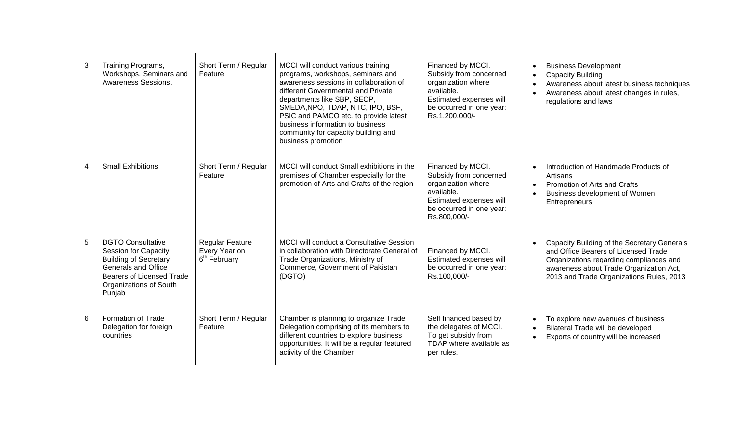| 3 | Training Programs, Workshops, Seminars and Awareness Sessions. | Short Term / Regular Feature | MCCI will conduct various training programs, workshops, seminars and awareness sessions in collaboration of different Governmental and Private departments like SBP, SECP, SMEDA,NPO, TDAP, NTC, IPO, BSF, PSIC and PAMCO etc. to provide latest business information to business community for capacity building and business promotion | Financed by MCCI. Subsidy from concerned organization where available. Estimated expenses will be occurred in one year: Rs.1,200,000/- | • Business Development<br>• Capacity Building<br>• Awareness about latest business techniques<br>• Awareness about latest changes in rules, regulations and laws |
|---|---|---|---|---|---|
| 4 | Small Exhibitions | Short Term / Regular Feature | MCCI will conduct Small exhibitions in the premises of Chamber especially for the promotion of Arts and Crafts of the region | Financed by MCCI. Subsidy from concerned organization where available. Estimated expenses will be occurred in one year: Rs.800,000/- | • Introduction of Handmade Products of Artisans<br>• Promotion of Arts and Crafts<br>• Business development of Women Entrepreneurs |
| 5 | DGTO Consultative Session for Capacity Building of Secretary Generals and Office Bearers of Licensed Trade Organizations of South Punjab | Regular Feature Every Year on 6th February | MCCI will conduct a Consultative Session in collaboration with Directorate General of Trade Organizations, Ministry of Commerce, Government of Pakistan (DGTO) | Financed by MCCI. Estimated expenses will be occurred in one year: Rs.100,000/- | • Capacity Building of the Secretary Generals and Office Bearers of Licensed Trade Organizations regarding compliances and awareness about Trade Organization Act, 2013 and Trade Organizations Rules, 2013 |
| 6 | Formation of Trade Delegation for foreign countries | Short Term / Regular Feature | Chamber is planning to organize Trade Delegation comprising of its members to different countries to explore business opportunities. It will be a regular featured activity of the Chamber | Self financed based by the delegates of MCCI. To get subsidy from TDAP where available as per rules. | • To explore new avenues of business<br>• Bilateral Trade will be developed<br>• Exports of country will be increased |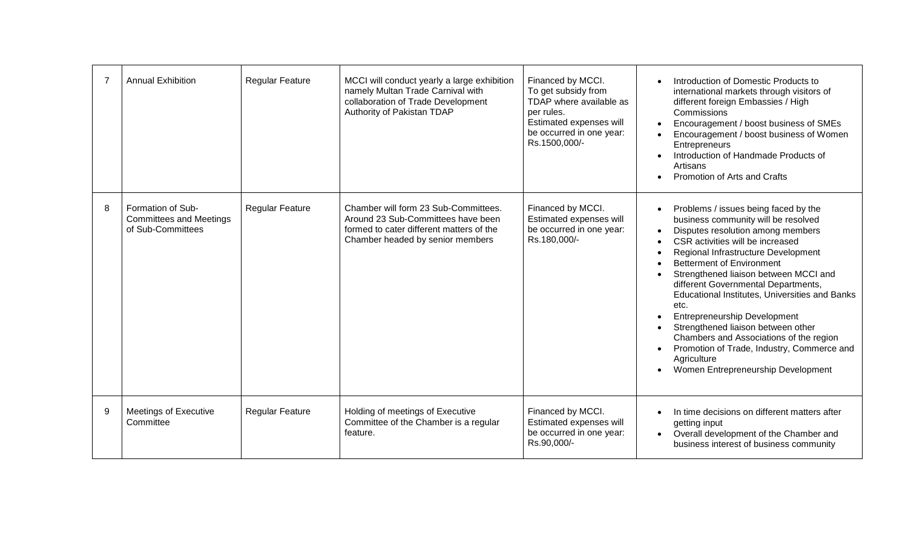| | | | | | |
|---|---|---|---|---|---|
| 7 | Annual Exhibition | Regular Feature | MCCI will conduct yearly a large exhibition namely Multan Trade Carnival with collaboration of Trade Development Authority of Pakistan TDAP | Financed by MCCI.<br>To get subsidy from TDAP where available as per rules.<br>Estimated expenses will be occurred in one year: Rs.1500,000/- | • Introduction of Domestic Products to international markets through visitors of different foreign Embassies / High Commissions<br>• Encouragement / boost business of SMEs<br>• Encouragement / boost business of Women Entrepreneurs<br>• Introduction of Handmade Products of Artisans<br>• Promotion of Arts and Crafts |
| 8 | Formation of Sub-Committees and Meetings of Sub-Committees | Regular Feature | Chamber will form 23 Sub-Committees. Around 23 Sub-Committees have been formed to cater different matters of the Chamber headed by senior members | Financed by MCCI.<br>Estimated expenses will be occurred in one year: Rs.180,000/- | • Problems / issues being faced by the business community will be resolved<br>• Disputes resolution among members<br>• CSR activities will be increased<br>• Regional Infrastructure Development<br>• Betterment of Environment<br>• Strengthened liaison between MCCI and different Governmental Departments, Educational Institutes, Universities and Banks etc.<br>• Entrepreneurship Development<br>• Strengthened liaison between other Chambers and Associations of the region<br>• Promotion of Trade, Industry, Commerce and Agriculture<br>• Women Entrepreneurship Development |
| 9 | Meetings of Executive Committee | Regular Feature | Holding of meetings of Executive Committee of the Chamber is a regular feature. | Financed by MCCI.<br>Estimated expenses will be occurred in one year: Rs.90,000/- | • In time decisions on different matters after getting input<br>• Overall development of the Chamber and business interest of business community |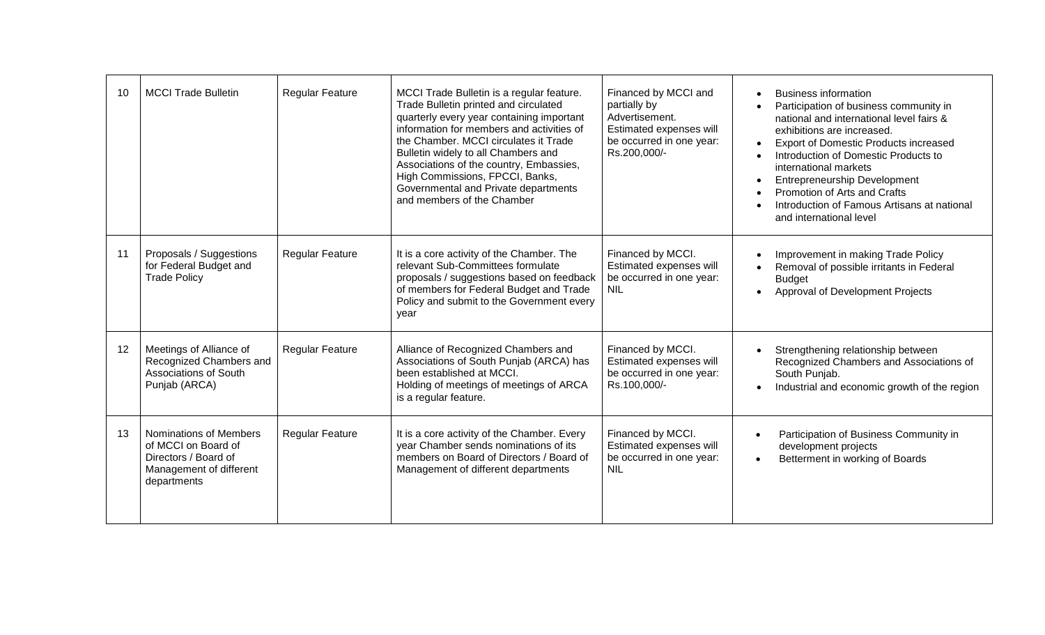| 10 | MCCI Trade Bulletin | Regular Feature | MCCI Trade Bulletin is a regular feature. Trade Bulletin printed and circulated quarterly every year containing important information for members and activities of the Chamber. MCCI circulates it Trade Bulletin widely to all Chambers and Associations of the country, Embassies, High Commissions, FPCCI, Banks, Governmental and Private departments and members of the Chamber | Financed by MCCI and partially by Advertisement. Estimated expenses will be occurred in one year: Rs.200,000/- | • Business information<br>• Participation of business community in national and international level fairs & exhibitions are increased.<br>• Export of Domestic Products increased<br>• Introduction of Domestic Products to international markets<br>• Entrepreneurship Development<br>• Promotion of Arts and Crafts<br>• Introduction of Famous Artisans at national and international level |
|---|---|---|---|---|---|
| 11 | Proposals / Suggestions for Federal Budget and Trade Policy | Regular Feature | It is a core activity of the Chamber. The relevant Sub-Committees formulate proposals / suggestions based on feedback of members for Federal Budget and Trade Policy and submit to the Government every year | Financed by MCCI. Estimated expenses will be occurred in one year: NIL | • Improvement in making Trade Policy<br>• Removal of possible irritants in Federal Budget<br>• Approval of Development Projects |
| 12 | Meetings of Alliance of Recognized Chambers and Associations of South Punjab (ARCA) | Regular Feature | Alliance of Recognized Chambers and Associations of South Punjab (ARCA) has been established at MCCI.<br>Holding of meetings of meetings of ARCA is a regular feature. | Financed by MCCI. Estimated expenses will be occurred in one year: Rs.100,000/- | • Strengthening relationship between Recognized Chambers and Associations of South Punjab.<br>• Industrial and economic growth of the region |
| 13 | Nominations of Members of MCCI on Board of Directors / Board of Management of different departments | Regular Feature | It is a core activity of the Chamber. Every year Chamber sends nominations of its members on Board of Directors / Board of Management of different departments | Financed by MCCI. Estimated expenses will be occurred in one year: NIL | • Participation of Business Community in development projects<br>• Betterment in working of Boards |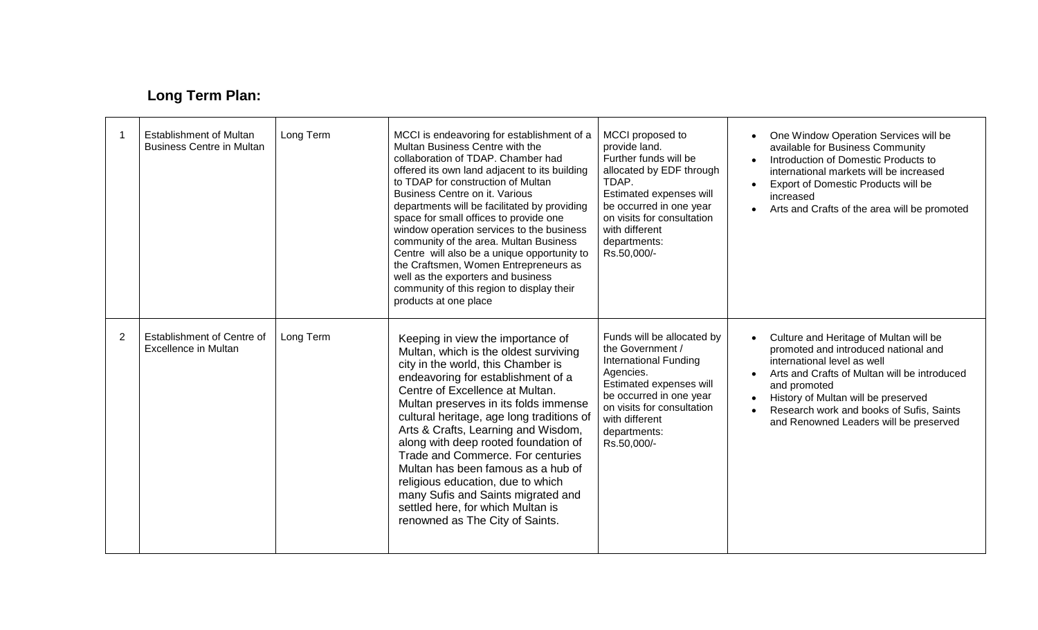## Long Term Plan:

| | | | | | |
|---|---|---|---|---|---|
| 1 | Establishment of Multan Business Centre in Multan | Long Term | MCCI is endeavoring for establishment of a Multan Business Centre with the collaboration of TDAP. Chamber had offered its own land adjacent to its building to TDAP for construction of Multan Business Centre on it. Various departments will be facilitated by providing space for small offices to provide one window operation services to the business community of the area. Multan Business Centre will also be a unique opportunity to the Craftsmen, Women Entrepreneurs as well as the exporters and business community of this region to display their products at one place | MCCI proposed to provide land. Further funds will be allocated by EDF through TDAP. Estimated expenses will be occurred in one year on visits for consultation with different departments: Rs.50,000/- | • One Window Operation Services will be available for Business Community<br>• Introduction of Domestic Products to international markets will be increased<br>• Export of Domestic Products will be increased<br>• Arts and Crafts of the area will be promoted |
| 2 | Establishment of Centre of Excellence in Multan | Long Term | Keeping in view the importance of Multan, which is the oldest surviving city in the world, this Chamber is endeavoring for establishment of a Centre of Excellence at Multan. Multan preserves in its folds immense cultural heritage, age long traditions of Arts & Crafts, Learning and Wisdom, along with deep rooted foundation of Trade and Commerce. For centuries Multan has been famous as a hub of religious education, due to which many Sufis and Saints migrated and settled here, for which Multan is renowned as The City of Saints. | Funds will be allocated by the Government / International Funding Agencies. Estimated expenses will be occurred in one year on visits for consultation with different departments: Rs.50,000/- | • Culture and Heritage of Multan will be promoted and introduced national and international level as well<br>• Arts and Crafts of Multan will be introduced and promoted<br>• History of Multan will be preserved<br>• Research work and books of Sufis, Saints and Renowned Leaders will be preserved |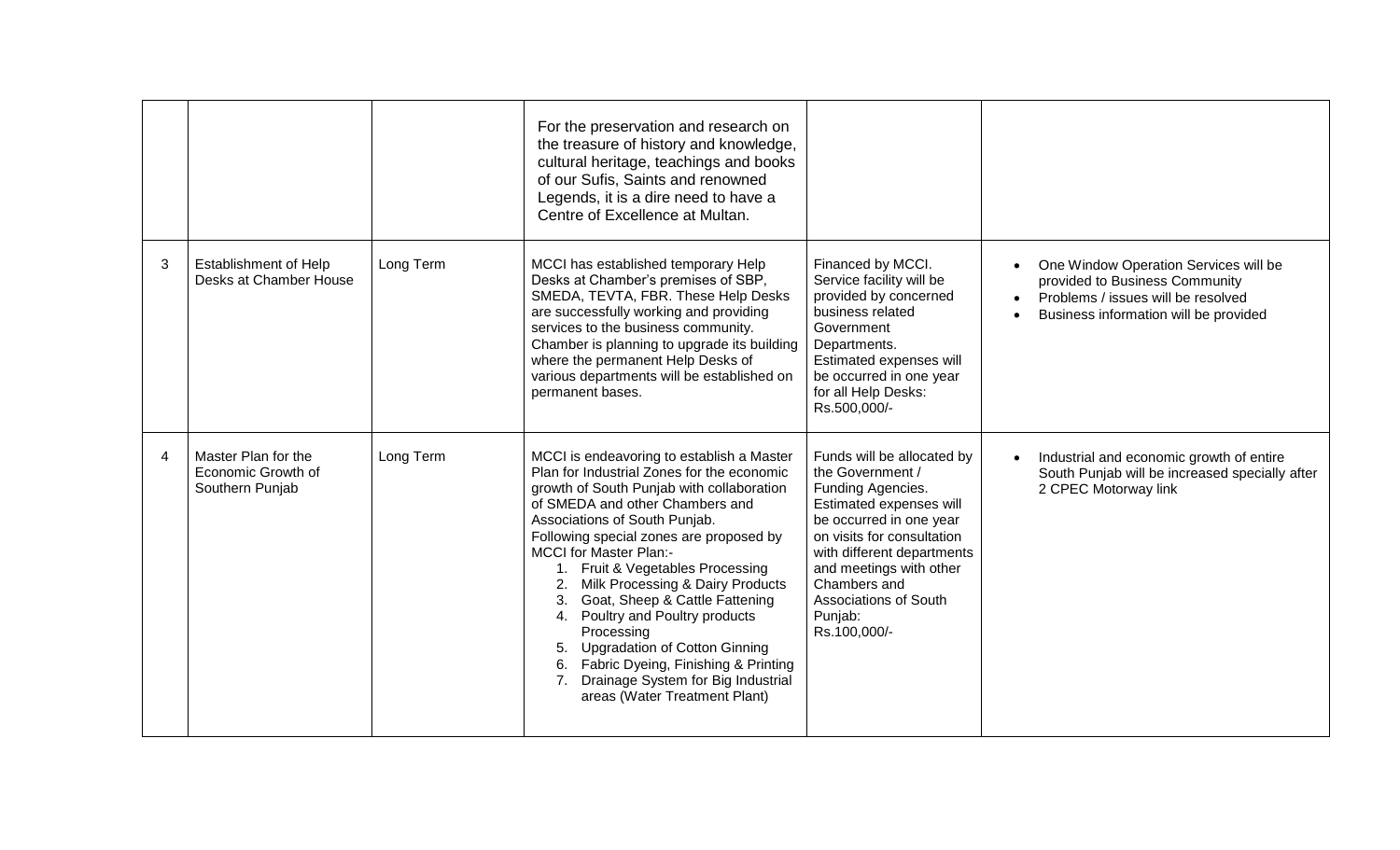| | | | | | |
|---|---|---|---|---|---|
| | | | For the preservation and research on the treasure of history and knowledge, cultural heritage, teachings and books of our Sufis, Saints and renowned Legends, it is a dire need to have a Centre of Excellence at Multan. | | |
| 3 | Establishment of Help Desks at Chamber House | Long Term | MCCI has established temporary Help Desks at Chamber's premises of SBP, SMEDA, TEVTA, FBR. These Help Desks are successfully working and providing services to the business community. Chamber is planning to upgrade its building where the permanent Help Desks of various departments will be established on permanent bases. | Financed by MCCI. Service facility will be provided by concerned business related Government Departments. Estimated expenses will be occurred in one year for all Help Desks: Rs.500,000/- | • One Window Operation Services will be provided to Business Community<br>• Problems / issues will be resolved<br>• Business information will be provided |
| 4 | Master Plan for the Economic Growth of Southern Punjab | Long Term | MCCI is endeavoring to establish a Master Plan for Industrial Zones for the economic growth of South Punjab with collaboration of SMEDA and other Chambers and Associations of South Punjab.<br>Following special zones are proposed by MCCI for Master Plan:-<br>1. Fruit & Vegetables Processing<br>2. Milk Processing & Dairy Products<br>3. Goat, Sheep & Cattle Fattening<br>4. Poultry and Poultry products Processing<br>5. Upgradation of Cotton Ginning<br>6. Fabric Dyeing, Finishing & Printing<br>7. Drainage System for Big Industrial areas (Water Treatment Plant) | Funds will be allocated by the Government / Funding Agencies. Estimated expenses will be occurred in one year on visits for consultation with different departments and meetings with other Chambers and Associations of South Punjab: Rs.100,000/- | • Industrial and economic growth of entire South Punjab will be increased specially after 2 CPEC Motorway link |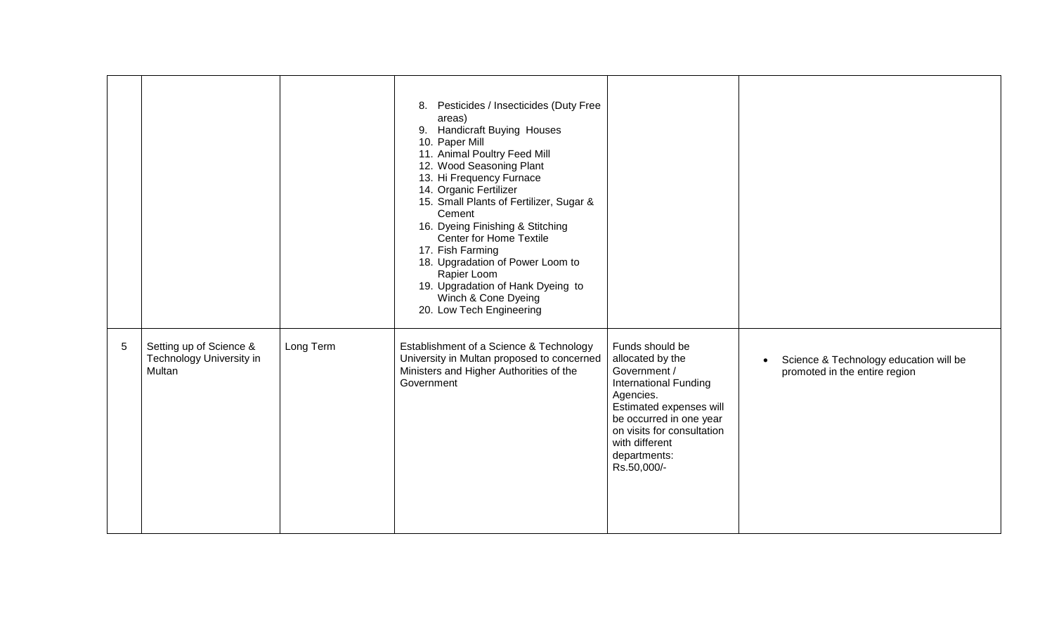| | | | | | |
|---|---|---|---|---|---|
| | | | 8. Pesticides / Insecticides (Duty Free areas)<br>9. Handicraft Buying Houses<br>10. Paper Mill<br>11. Animal Poultry Feed Mill<br>12. Wood Seasoning Plant<br>13. Hi Frequency Furnace<br>14. Organic Fertilizer<br>15. Small Plants of Fertilizer, Sugar & Cement<br>16. Dyeing Finishing & Stitching Center for Home Textile<br>17. Fish Farming<br>18. Upgradation of Power Loom to Rapier Loom<br>19. Upgradation of Hank Dyeing to Winch & Cone Dyeing<br>20. Low Tech Engineering | | |
| 5 | Setting up of Science & Technology University in Multan | Long Term | Establishment of a Science & Technology University in Multan proposed to concerned Ministers and Higher Authorities of the Government | Funds should be allocated by the Government / International Funding Agencies. Estimated expenses will be occurred in one year on visits for consultation with different departments: Rs.50,000/- | • Science & Technology education will be promoted in the entire region |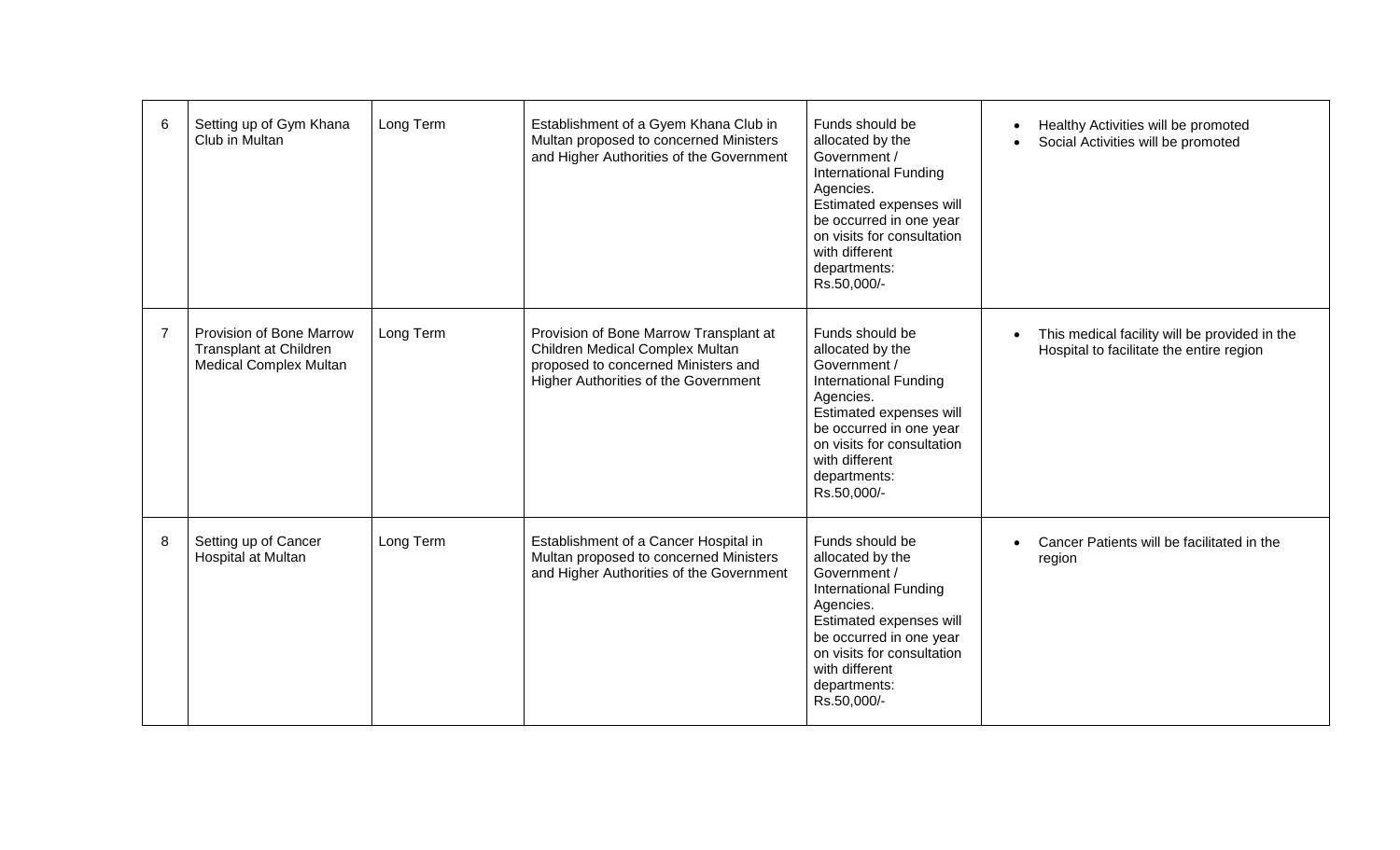| | | | | | |
|---|---|---|---|---|---|
| 6 | Setting up of Gym Khana Club in Multan | Long Term | Establishment of a Gyem Khana Club in Multan proposed to concerned Ministers and Higher Authorities of the Government | Funds should be allocated by the Government / International Funding Agencies. Estimated expenses will be occurred in one year on visits for consultation with different departments: Rs.50,000/- | • Healthy Activities will be promoted<br>• Social Activities will be promoted |
| 7 | Provision of Bone Marrow Transplant at Children Medical Complex Multan | Long Term | Provision of Bone Marrow Transplant at Children Medical Complex Multan proposed to concerned Ministers and Higher Authorities of the Government | Funds should be allocated by the Government / International Funding Agencies. Estimated expenses will be occurred in one year on visits for consultation with different departments: Rs.50,000/- | • This medical facility will be provided in the Hospital to facilitate the entire region |
| 8 | Setting up of Cancer Hospital at Multan | Long Term | Establishment of a Cancer Hospital in Multan proposed to concerned Ministers and Higher Authorities of the Government | Funds should be allocated by the Government / International Funding Agencies. Estimated expenses will be occurred in one year on visits for consultation with different departments: Rs.50,000/- | • Cancer Patients will be facilitated in the region |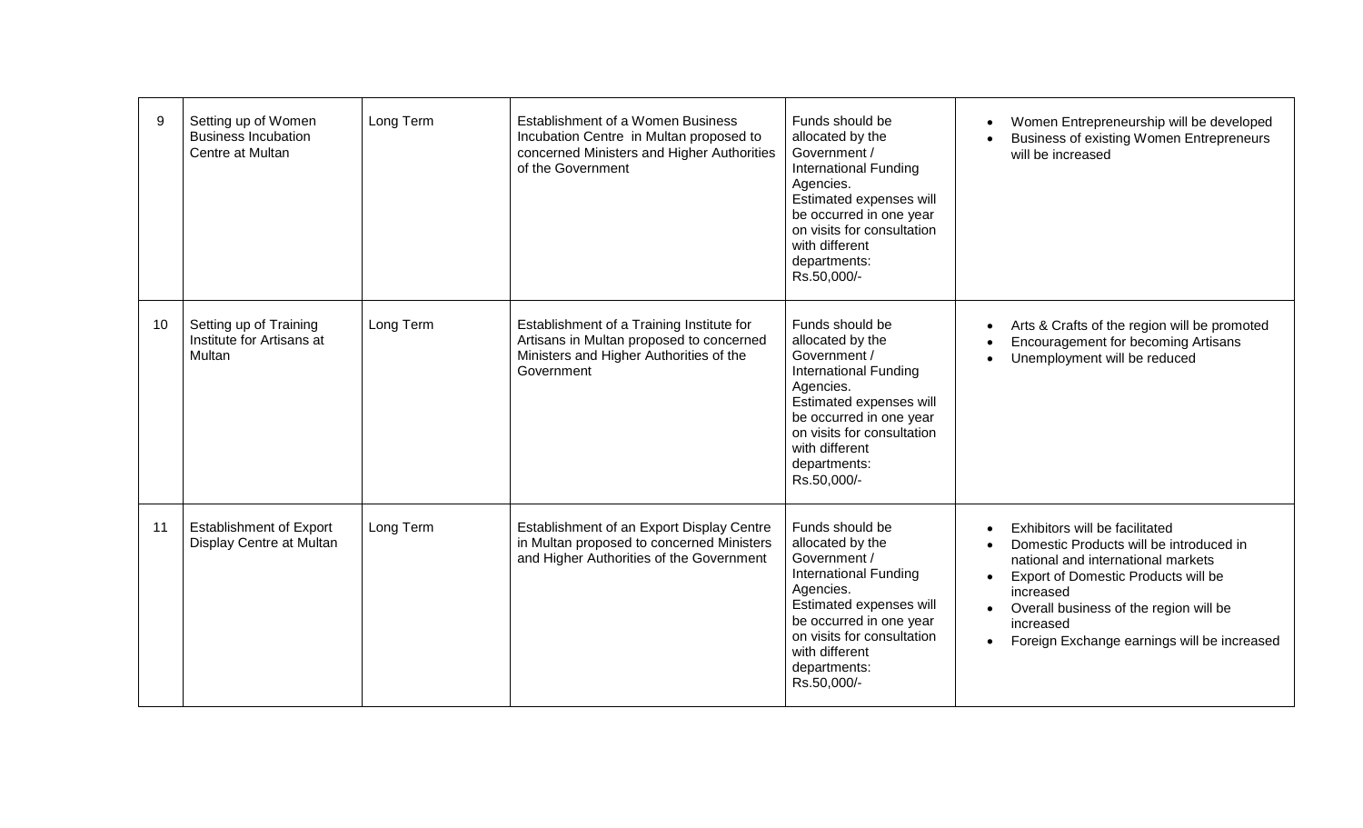| 9 | Setting up of Women Business Incubation Centre at Multan | Long Term | Establishment of a Women Business Incubation Centre in Multan proposed to concerned Ministers and Higher Authorities of the Government | Funds should be allocated by the Government / International Funding Agencies. Estimated expenses will be occurred in one year on visits for consultation with different departments: Rs.50,000/- | • Women Entrepreneurship will be developed<br>• Business of existing Women Entrepreneurs will be increased |
|---|---|---|---|---|---|
| 10 | Setting up of Training Institute for Artisans at Multan | Long Term | Establishment of a Training Institute for Artisans in Multan proposed to concerned Ministers and Higher Authorities of the Government | Funds should be allocated by the Government / International Funding Agencies. Estimated expenses will be occurred in one year on visits for consultation with different departments: Rs.50,000/- | • Arts & Crafts of the region will be promoted<br>• Encouragement for becoming Artisans<br>• Unemployment will be reduced |
| 11 | Establishment of Export Display Centre at Multan | Long Term | Establishment of an Export Display Centre in Multan proposed to concerned Ministers and Higher Authorities of the Government | Funds should be allocated by the Government / International Funding Agencies. Estimated expenses will be occurred in one year on visits for consultation with different departments: Rs.50,000/- | • Exhibitors will be facilitated<br>• Domestic Products will be introduced in national and international markets<br>• Export of Domestic Products will be increased<br>• Overall business of the region will be increased<br>• Foreign Exchange earnings will be increased |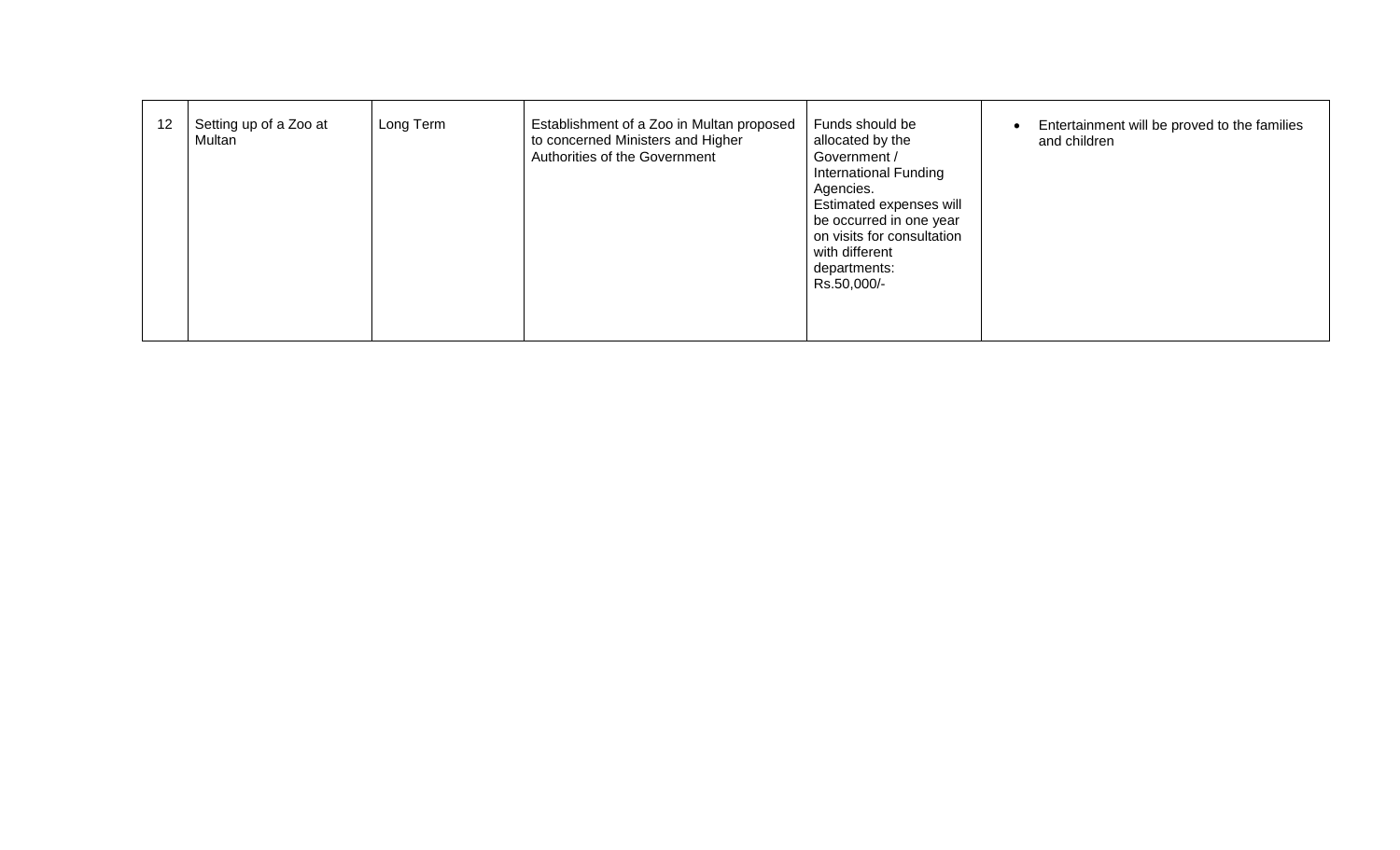| | | | | | |
|---|---|---|---|---|---|
| 12 | Setting up of a Zoo at Multan | Long Term | Establishment of a Zoo in Multan proposed to concerned Ministers and Higher Authorities of the Government | Funds should be allocated by the Government / International Funding Agencies.<br>Estimated expenses will be occurred in one year on visits for consultation with different departments:<br>Rs.50,000/- | • Entertainment will be proved to the families and children |